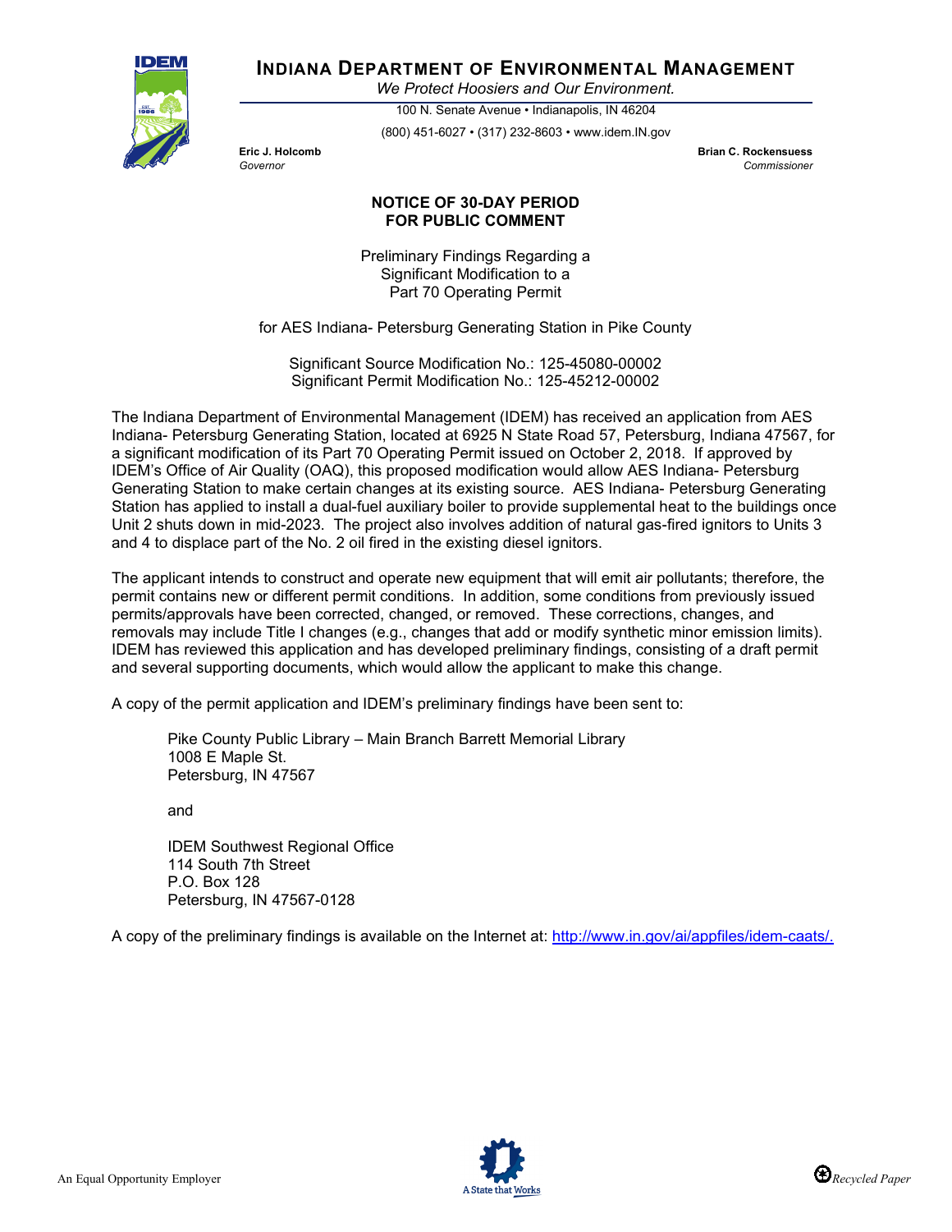# INDIANA DEPARTMENT OF ENVIRONMENTAL MANAGEMENT

*We Protect Hoosiers and Our Environment.*

100 N. Senate Avenue • Indianapolis, IN 46204

(800) 451-6027 • (317) 232-8603 • www.idem.IN.gov

**Eric J. Holcomb**
*Governor*

**Brian C. Rockensuess**
*Commissioner*

## NOTICE OF 30-DAY PERIOD FOR PUBLIC COMMENT

Preliminary Findings Regarding a
Significant Modification to a
Part 70 Operating Permit

for AES Indiana- Petersburg Generating Station in Pike County

Significant Source Modification No.: 125-45080-00002
Significant Permit Modification No.: 125-45212-00002

The Indiana Department of Environmental Management (IDEM) has received an application from AES Indiana- Petersburg Generating Station, located at 6925 N State Road 57, Petersburg, Indiana 47567, for a significant modification of its Part 70 Operating Permit issued on October 2, 2018. If approved by IDEM's Office of Air Quality (OAQ), this proposed modification would allow AES Indiana- Petersburg Generating Station to make certain changes at its existing source. AES Indiana- Petersburg Generating Station has applied to install a dual-fuel auxiliary boiler to provide supplemental heat to the buildings once Unit 2 shuts down in mid-2023. The project also involves addition of natural gas-fired ignitors to Units 3 and 4 to displace part of the No. 2 oil fired in the existing diesel ignitors.

The applicant intends to construct and operate new equipment that will emit air pollutants; therefore, the permit contains new or different permit conditions. In addition, some conditions from previously issued permits/approvals have been corrected, changed, or removed. These corrections, changes, and removals may include Title I changes (e.g., changes that add or modify synthetic minor emission limits). IDEM has reviewed this application and has developed preliminary findings, consisting of a draft permit and several supporting documents, which would allow the applicant to make this change.

A copy of the permit application and IDEM's preliminary findings have been sent to:

Pike County Public Library – Main Branch Barrett Memorial Library
1008 E Maple St.
Petersburg, IN 47567

and

IDEM Southwest Regional Office
114 South 7th Street
P.O. Box 128
Petersburg, IN 47567-0128

A copy of the preliminary findings is available on the Internet at: [http://www.in.gov/ai/appfiles/idem-caats/.](http://www.in.gov/ai/appfiles/idem-caats/)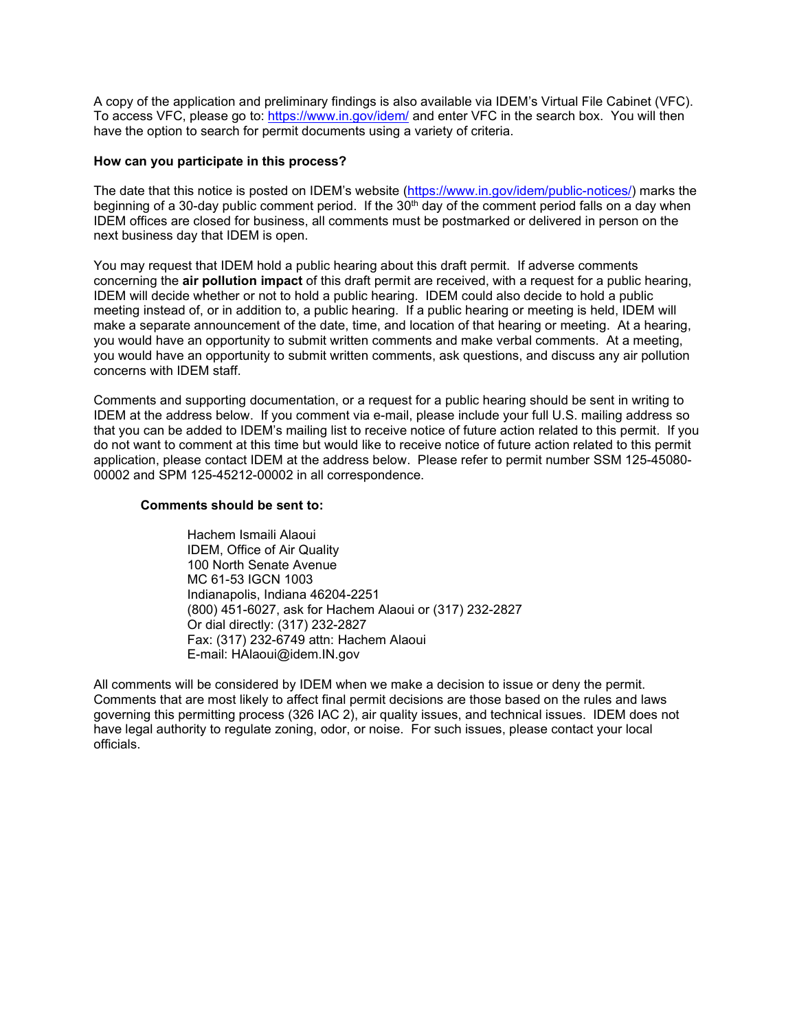A copy of the application and preliminary findings is also available via IDEM's Virtual File Cabinet (VFC). To access VFC, please go to: https://www.in.gov/idem/ and enter VFC in the search box. You will then have the option to search for permit documents using a variety of criteria.

**How can you participate in this process?**

The date that this notice is posted on IDEM's website (https://www.in.gov/idem/public-notices/) marks the beginning of a 30-day public comment period. If the 30th day of the comment period falls on a day when IDEM offices are closed for business, all comments must be postmarked or delivered in person on the next business day that IDEM is open.

You may request that IDEM hold a public hearing about this draft permit. If adverse comments concerning the **air pollution impact** of this draft permit are received, with a request for a public hearing, IDEM will decide whether or not to hold a public hearing. IDEM could also decide to hold a public meeting instead of, or in addition to, a public hearing. If a public hearing or meeting is held, IDEM will make a separate announcement of the date, time, and location of that hearing or meeting. At a hearing, you would have an opportunity to submit written comments and make verbal comments. At a meeting, you would have an opportunity to submit written comments, ask questions, and discuss any air pollution concerns with IDEM staff.

Comments and supporting documentation, or a request for a public hearing should be sent in writing to IDEM at the address below. If you comment via e-mail, please include your full U.S. mailing address so that you can be added to IDEM's mailing list to receive notice of future action related to this permit. If you do not want to comment at this time but would like to receive notice of future action related to this permit application, please contact IDEM at the address below. Please refer to permit number SSM 125-45080-00002 and SPM 125-45212-00002 in all correspondence.

**Comments should be sent to:**

Hachem Ismaili Alaoui
IDEM, Office of Air Quality
100 North Senate Avenue
MC 61-53 IGCN 1003
Indianapolis, Indiana 46204-2251
(800) 451-6027, ask for Hachem Alaoui or (317) 232-2827
Or dial directly: (317) 232-2827
Fax: (317) 232-6749 attn: Hachem Alaoui
E-mail: HAlaoui@idem.IN.gov

All comments will be considered by IDEM when we make a decision to issue or deny the permit. Comments that are most likely to affect final permit decisions are those based on the rules and laws governing this permitting process (326 IAC 2), air quality issues, and technical issues. IDEM does not have legal authority to regulate zoning, odor, or noise. For such issues, please contact your local officials.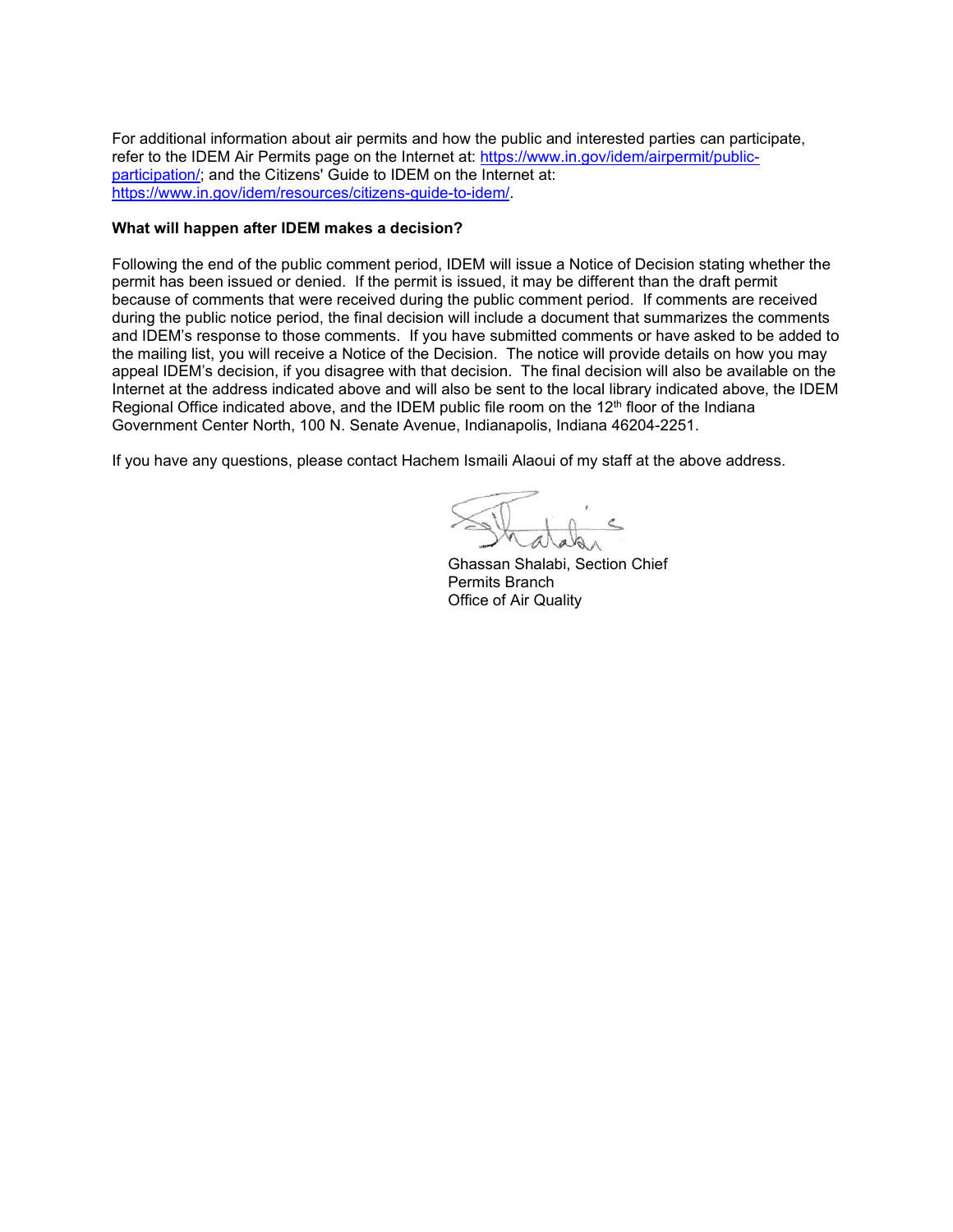For additional information about air permits and how the public and interested parties can participate, refer to the IDEM Air Permits page on the Internet at: https://www.in.gov/idem/airpermit/public-participation/; and the Citizens' Guide to IDEM on the Internet at: https://www.in.gov/idem/resources/citizens-guide-to-idem/.

**What will happen after IDEM makes a decision?**

Following the end of the public comment period, IDEM will issue a Notice of Decision stating whether the permit has been issued or denied. If the permit is issued, it may be different than the draft permit because of comments that were received during the public comment period. If comments are received during the public notice period, the final decision will include a document that summarizes the comments and IDEM's response to those comments. If you have submitted comments or have asked to be added to the mailing list, you will receive a Notice of the Decision. The notice will provide details on how you may appeal IDEM's decision, if you disagree with that decision. The final decision will also be available on the Internet at the address indicated above and will also be sent to the local library indicated above, the IDEM Regional Office indicated above, and the IDEM public file room on the 12th floor of the Indiana Government Center North, 100 N. Senate Avenue, Indianapolis, Indiana 46204-2251.

If you have any questions, please contact Hachem Ismaili Alaoui of my staff at the above address.

Ghassan Shalabi, Section Chief
Permits Branch
Office of Air Quality